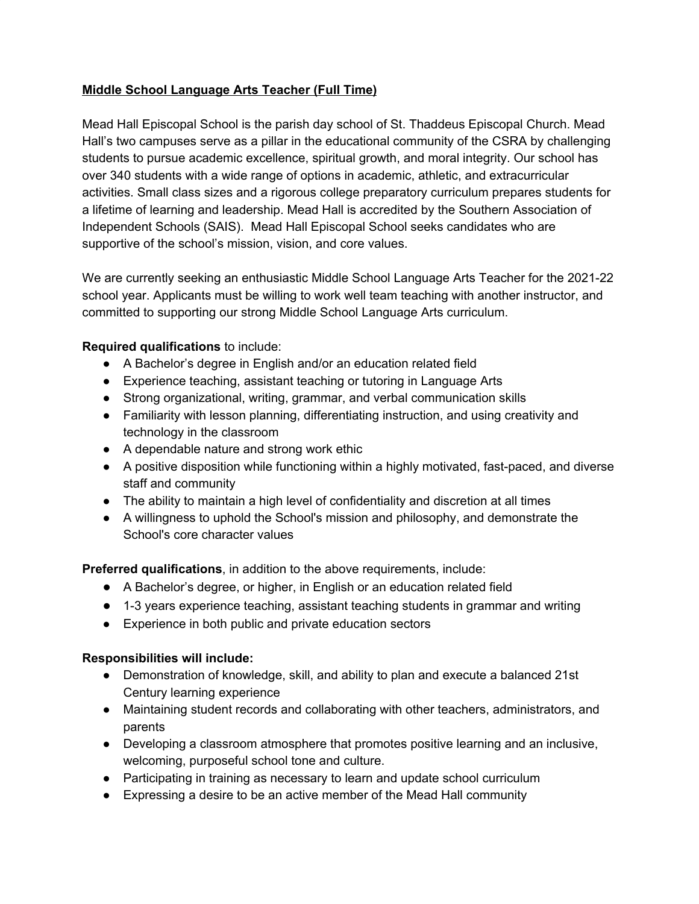**Middle School Language Arts Teacher (Full Time)**

Mead Hall Episcopal School is the parish day school of St. Thaddeus Episcopal Church. Mead Hall's two campuses serve as a pillar in the educational community of the CSRA by challenging students to pursue academic excellence, spiritual growth, and moral integrity. Our school has over 340 students with a wide range of options in academic, athletic, and extracurricular activities. Small class sizes and a rigorous college preparatory curriculum prepares students for a lifetime of learning and leadership. Mead Hall is accredited by the Southern Association of Independent Schools (SAIS). Mead Hall Episcopal School seeks candidates who are supportive of the school's mission, vision, and core values.

We are currently seeking an enthusiastic Middle School Language Arts Teacher for the 2021-22 school year. Applicants must be willing to work well team teaching with another instructor, and committed to supporting our strong Middle School Language Arts curriculum.

**Required qualifications** to include:

- A Bachelor's degree in English and/or an education related field
- Experience teaching, assistant teaching or tutoring in Language Arts
- Strong organizational, writing, grammar, and verbal communication skills
- Familiarity with lesson planning, differentiating instruction, and using creativity and technology in the classroom
- A dependable nature and strong work ethic
- A positive disposition while functioning within a highly motivated, fast-paced, and diverse staff and community
- The ability to maintain a high level of confidentiality and discretion at all times
- A willingness to uphold the School's mission and philosophy, and demonstrate the School's core character values

**Preferred qualifications**, in addition to the above requirements, include:

- A Bachelor's degree, or higher, in English or an education related field
- 1-3 years experience teaching, assistant teaching students in grammar and writing
- Experience in both public and private education sectors

**Responsibilities will include:**

- Demonstration of knowledge, skill, and ability to plan and execute a balanced 21st Century learning experience
- Maintaining student records and collaborating with other teachers, administrators, and parents
- Developing a classroom atmosphere that promotes positive learning and an inclusive, welcoming, purposeful school tone and culture.
- Participating in training as necessary to learn and update school curriculum
- Expressing a desire to be an active member of the Mead Hall community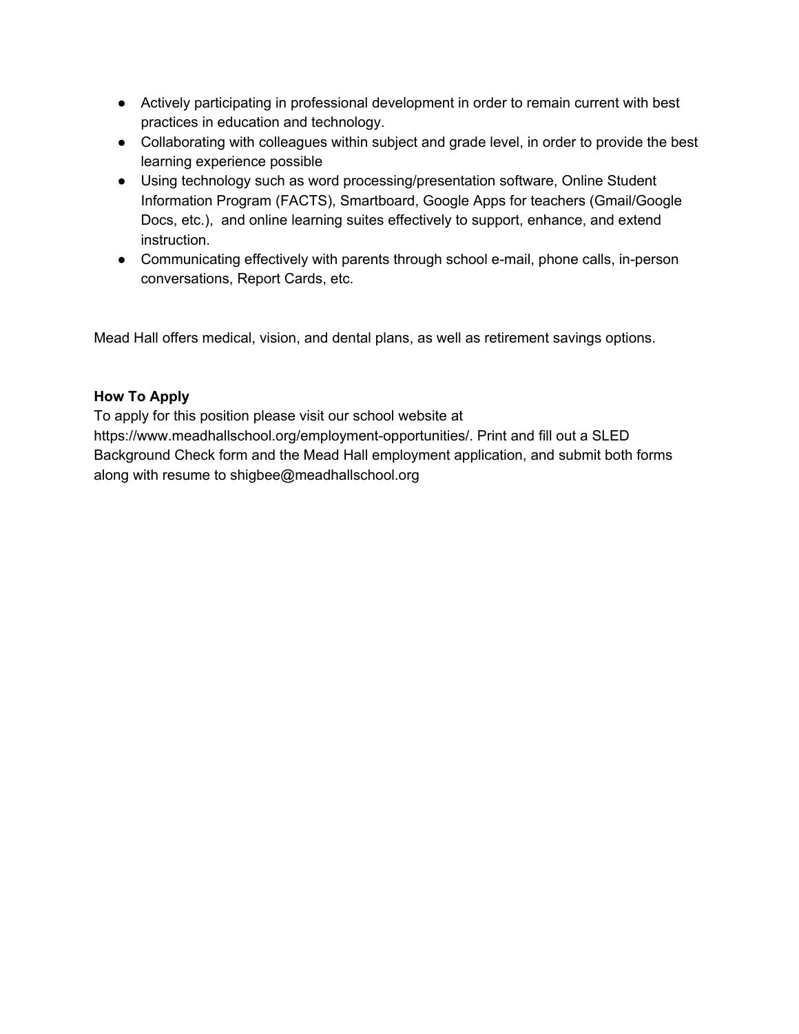- Actively participating in professional development in order to remain current with best practices in education and technology.
- Collaborating with colleagues within subject and grade level, in order to provide the best learning experience possible
- Using technology such as word processing/presentation software, Online Student Information Program (FACTS), Smartboard, Google Apps for teachers (Gmail/Google Docs, etc.), and online learning suites effectively to support, enhance, and extend instruction.
- Communicating effectively with parents through school e-mail, phone calls, in-person conversations, Report Cards, etc.

Mead Hall offers medical, vision, and dental plans, as well as retirement savings options.

**How To Apply**

To apply for this position please visit our school website at https://www.meadhallschool.org/employment-opportunities/. Print and fill out a SLED Background Check form and the Mead Hall employment application, and submit both forms along with resume to shigbee@meadhallschool.org